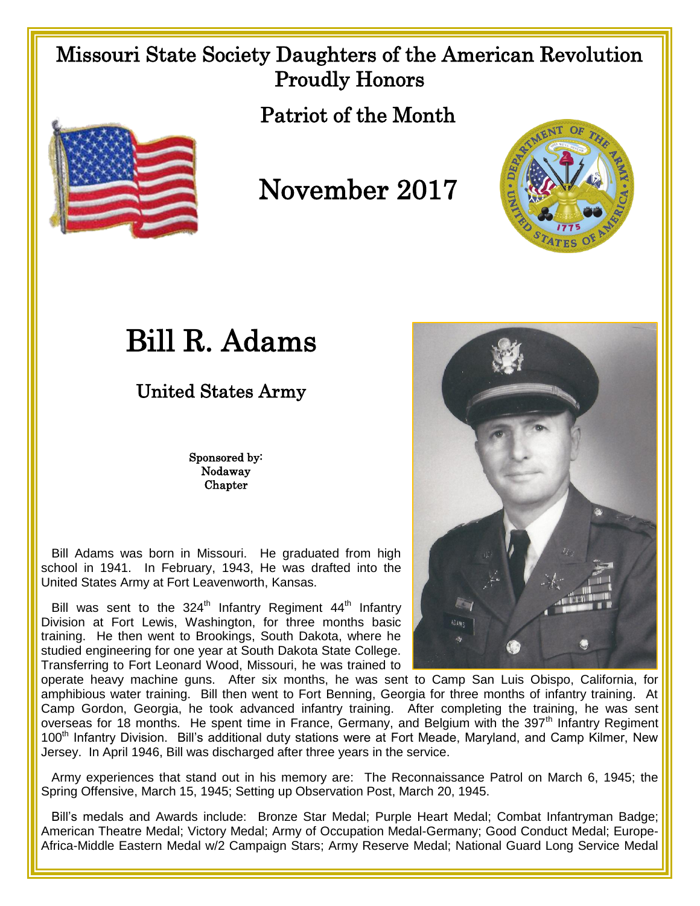# Missouri State Society Daughters of the American Revolution Proudly Honors

## Patriot of the Month

## November 2017

# Bill R. Adams

## United States Army

Sponsored by:
Nodaway
Chapter

Bill Adams was born in Missouri. He graduated from high school in 1941. In February, 1943, He was drafted into the United States Army at Fort Leavenworth, Kansas.

Bill was sent to the 324th Infantry Regiment 44th Infantry Division at Fort Lewis, Washington, for three months basic training. He then went to Brookings, South Dakota, where he studied engineering for one year at South Dakota State College. Transferring to Fort Leonard Wood, Missouri, he was trained to operate heavy machine guns. After six months, he was sent to Camp San Luis Obispo, California, for amphibious water training. Bill then went to Fort Benning, Georgia for three months of infantry training. At Camp Gordon, Georgia, he took advanced infantry training. After completing the training, he was sent overseas for 18 months. He spent time in France, Germany, and Belgium with the 397th Infantry Regiment 100th Infantry Division. Bill's additional duty stations were at Fort Meade, Maryland, and Camp Kilmer, New Jersey. In April 1946, Bill was discharged after three years in the service.

Army experiences that stand out in his memory are: The Reconnaissance Patrol on March 6, 1945; the Spring Offensive, March 15, 1945; Setting up Observation Post, March 20, 1945.

Bill's medals and Awards include: Bronze Star Medal; Purple Heart Medal; Combat Infantryman Badge; American Theatre Medal; Victory Medal; Army of Occupation Medal-Germany; Good Conduct Medal; Europe-Africa-Middle Eastern Medal w/2 Campaign Stars; Army Reserve Medal; National Guard Long Service Medal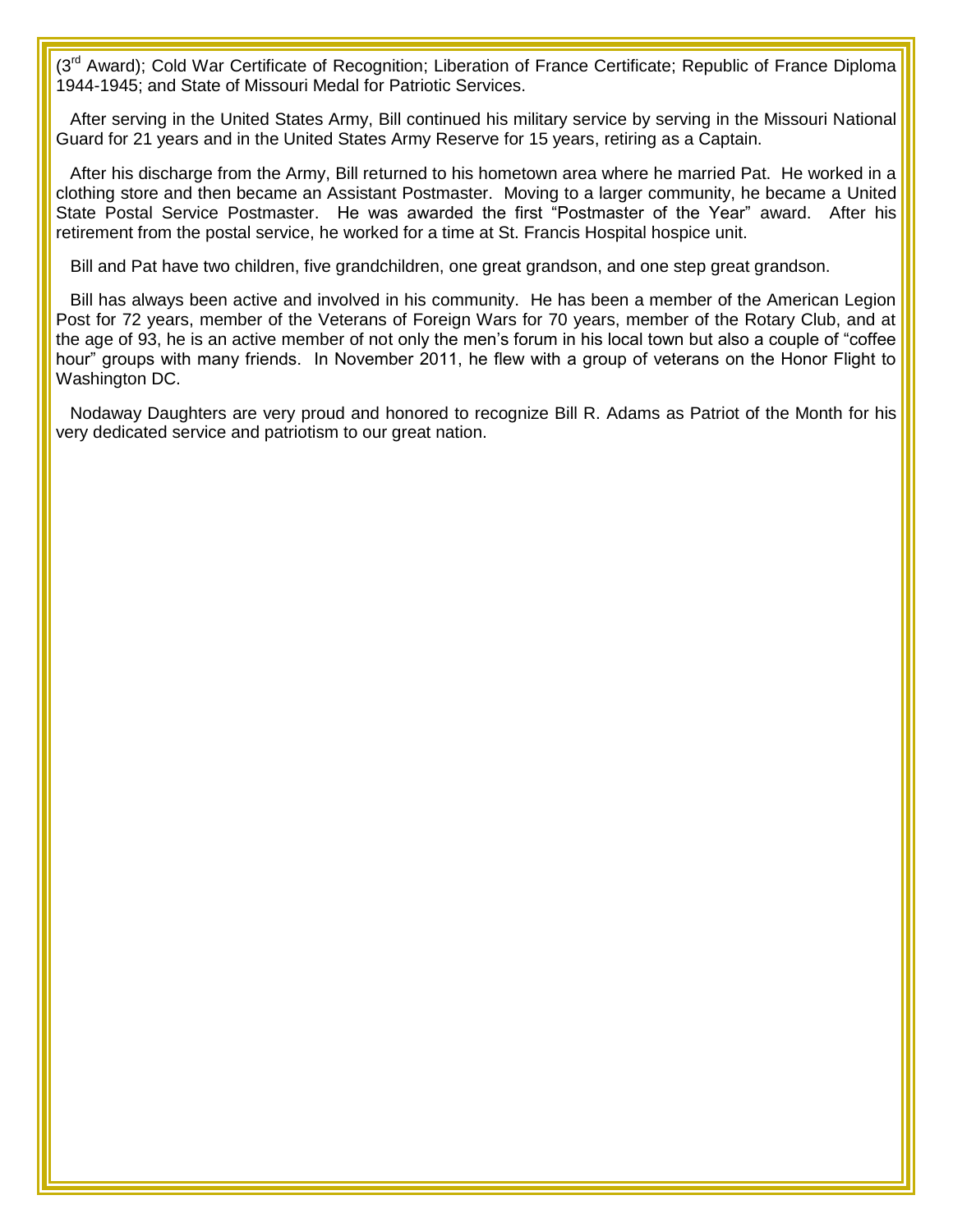(3rd Award); Cold War Certificate of Recognition; Liberation of France Certificate; Republic of France Diploma 1944-1945; and State of Missouri Medal for Patriotic Services.

After serving in the United States Army, Bill continued his military service by serving in the Missouri National Guard for 21 years and in the United States Army Reserve for 15 years, retiring as a Captain.

After his discharge from the Army, Bill returned to his hometown area where he married Pat. He worked in a clothing store and then became an Assistant Postmaster. Moving to a larger community, he became a United State Postal Service Postmaster. He was awarded the first "Postmaster of the Year" award. After his retirement from the postal service, he worked for a time at St. Francis Hospital hospice unit.

Bill and Pat have two children, five grandchildren, one great grandson, and one step great grandson.

Bill has always been active and involved in his community. He has been a member of the American Legion Post for 72 years, member of the Veterans of Foreign Wars for 70 years, member of the Rotary Club, and at the age of 93, he is an active member of not only the men's forum in his local town but also a couple of "coffee hour" groups with many friends. In November 2011, he flew with a group of veterans on the Honor Flight to Washington DC.

Nodaway Daughters are very proud and honored to recognize Bill R. Adams as Patriot of the Month for his very dedicated service and patriotism to our great nation.